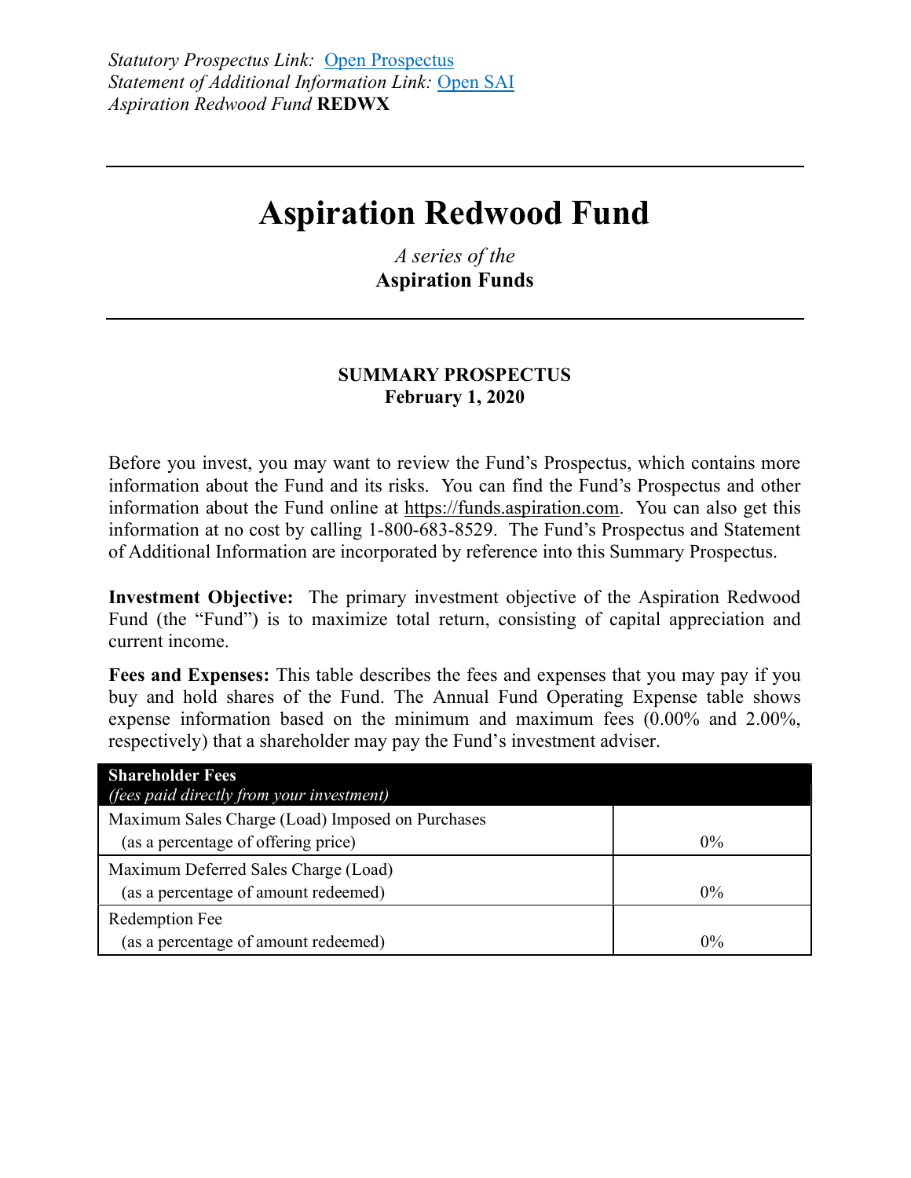*Statutory Prospectus Link:* [Open Prospectus]
*Statement of Additional Information Link:* [Open SAI]
*Aspiration Redwood Fund* **REDWX**

---

# Aspiration Redwood Fund

*A series of the*
**Aspiration Funds**

---

**SUMMARY PROSPECTUS**
**February 1, 2020**

Before you invest, you may want to review the Fund's Prospectus, which contains more information about the Fund and its risks. You can find the Fund's Prospectus and other information about the Fund online at https://funds.aspiration.com. You can also get this information at no cost by calling 1-800-683-8529. The Fund's Prospectus and Statement of Additional Information are incorporated by reference into this Summary Prospectus.

**Investment Objective:** The primary investment objective of the Aspiration Redwood Fund (the "Fund") is to maximize total return, consisting of capital appreciation and current income.

**Fees and Expenses:** This table describes the fees and expenses that you may pay if you buy and hold shares of the Fund. The Annual Fund Operating Expense table shows expense information based on the minimum and maximum fees (0.00% and 2.00%, respectively) that a shareholder may pay the Fund's investment adviser.

| **Shareholder Fees** *(fees paid directly from your investment)* | |
|---|---|
| Maximum Sales Charge (Load) Imposed on Purchases (as a percentage of offering price) | 0% |
| Maximum Deferred Sales Charge (Load) (as a percentage of amount redeemed) | 0% |
| Redemption Fee (as a percentage of amount redeemed) | 0% |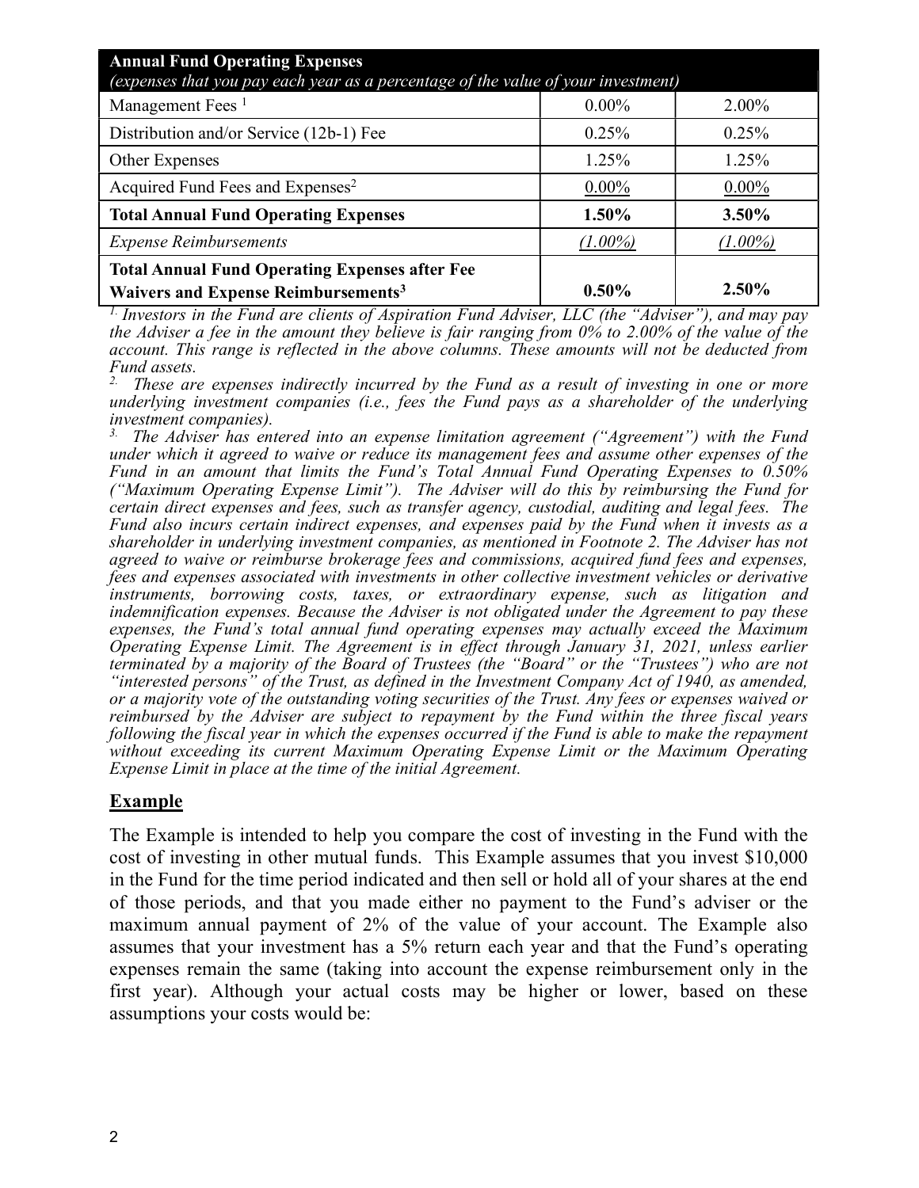| **Annual Fund Operating Expenses** *(expenses that you pay each year as a percentage of the value of your investment)* | | |
|---|---|---|
| Management Fees [1] | 0.00% | 2.00% |
| Distribution and/or Service (12b-1) Fee | 0.25% | 0.25% |
| Other Expenses | 1.25% | 1.25% |
| Acquired Fund Fees and Expenses[2] | 0.00% | 0.00% |
| **Total Annual Fund Operating Expenses** | **1.50%** | **3.50%** |
| *Expense Reimbursements* | *(1.00%)* | *(1.00%)* |
| **Total Annual Fund Operating Expenses after Fee Waivers and Expense Reimbursements[3]** | **0.50%** | **2.50%** |

*1. Investors in the Fund are clients of Aspiration Fund Adviser, LLC (the "Adviser"), and may pay the Adviser a fee in the amount they believe is fair ranging from 0% to 2.00% of the value of the account. This range is reflected in the above columns. These amounts will not be deducted from Fund assets.*

*2. These are expenses indirectly incurred by the Fund as a result of investing in one or more underlying investment companies (i.e., fees the Fund pays as a shareholder of the underlying investment companies).*

*3. The Adviser has entered into an expense limitation agreement ("Agreement") with the Fund under which it agreed to waive or reduce its management fees and assume other expenses of the Fund in an amount that limits the Fund's Total Annual Fund Operating Expenses to 0.50% ("Maximum Operating Expense Limit"). The Adviser will do this by reimbursing the Fund for certain direct expenses and fees, such as transfer agency, custodial, auditing and legal fees. The Fund also incurs certain indirect expenses, and expenses paid by the Fund when it invests as a shareholder in underlying investment companies, as mentioned in Footnote 2. The Adviser has not agreed to waive or reimburse brokerage fees and commissions, acquired fund fees and expenses, fees and expenses associated with investments in other collective investment vehicles or derivative instruments, borrowing costs, taxes, or extraordinary expense, such as litigation and indemnification expenses. Because the Adviser is not obligated under the Agreement to pay these expenses, the Fund's total annual fund operating expenses may actually exceed the Maximum Operating Expense Limit. The Agreement is in effect through January 31, 2021, unless earlier terminated by a majority of the Board of Trustees (the "Board" or the "Trustees") who are not "interested persons" of the Trust, as defined in the Investment Company Act of 1940, as amended, or a majority vote of the outstanding voting securities of the Trust. Any fees or expenses waived or reimbursed by the Adviser are subject to repayment by the Fund within the three fiscal years following the fiscal year in which the expenses occurred if the Fund is able to make the repayment without exceeding its current Maximum Operating Expense Limit or the Maximum Operating Expense Limit in place at the time of the initial Agreement.*

## Example

The Example is intended to help you compare the cost of investing in the Fund with the cost of investing in other mutual funds. This Example assumes that you invest $10,000 in the Fund for the time period indicated and then sell or hold all of your shares at the end of those periods, and that you made either no payment to the Fund's adviser or the maximum annual payment of 2% of the value of your account. The Example also assumes that your investment has a 5% return each year and that the Fund's operating expenses remain the same (taking into account the expense reimbursement only in the first year). Although your actual costs may be higher or lower, based on these assumptions your costs would be: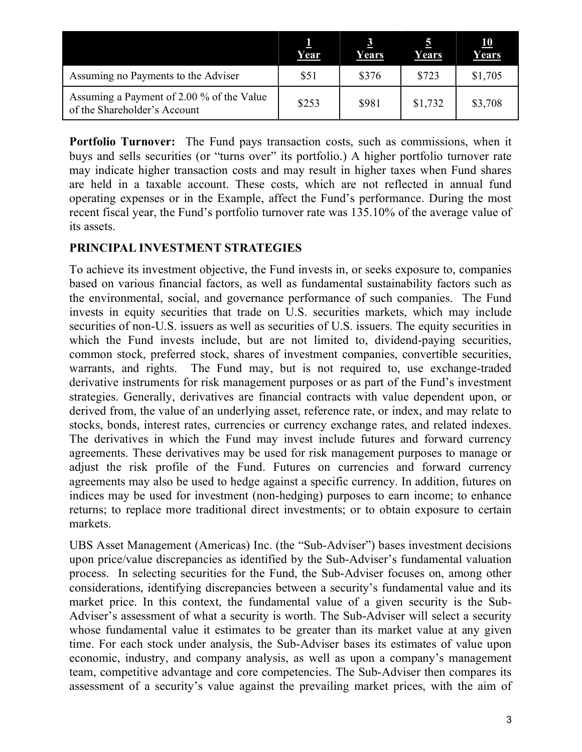| | 1 Year | 3 Years | 5 Years | 10 Years |
|---|---|---|---|---|
| Assuming no Payments to the Adviser | $51 | $376 | $723 | $1,705 |
| Assuming a Payment of 2.00 % of the Value of the Shareholder's Account | $253 | $981 | $1,732 | $3,708 |

**Portfolio Turnover:** The Fund pays transaction costs, such as commissions, when it buys and sells securities (or "turns over" its portfolio.) A higher portfolio turnover rate may indicate higher transaction costs and may result in higher taxes when Fund shares are held in a taxable account. These costs, which are not reflected in annual fund operating expenses or in the Example, affect the Fund's performance. During the most recent fiscal year, the Fund's portfolio turnover rate was 135.10% of the average value of its assets.

## PRINCIPAL INVESTMENT STRATEGIES

To achieve its investment objective, the Fund invests in, or seeks exposure to, companies based on various financial factors, as well as fundamental sustainability factors such as the environmental, social, and governance performance of such companies. The Fund invests in equity securities that trade on U.S. securities markets, which may include securities of non-U.S. issuers as well as securities of U.S. issuers. The equity securities in which the Fund invests include, but are not limited to, dividend-paying securities, common stock, preferred stock, shares of investment companies, convertible securities, warrants, and rights. The Fund may, but is not required to, use exchange-traded derivative instruments for risk management purposes or as part of the Fund's investment strategies. Generally, derivatives are financial contracts with value dependent upon, or derived from, the value of an underlying asset, reference rate, or index, and may relate to stocks, bonds, interest rates, currencies or currency exchange rates, and related indexes. The derivatives in which the Fund may invest include futures and forward currency agreements. These derivatives may be used for risk management purposes to manage or adjust the risk profile of the Fund. Futures on currencies and forward currency agreements may also be used to hedge against a specific currency. In addition, futures on indices may be used for investment (non-hedging) purposes to earn income; to enhance returns; to replace more traditional direct investments; or to obtain exposure to certain markets.

UBS Asset Management (Americas) Inc. (the "Sub-Adviser") bases investment decisions upon price/value discrepancies as identified by the Sub-Adviser's fundamental valuation process. In selecting securities for the Fund, the Sub-Adviser focuses on, among other considerations, identifying discrepancies between a security's fundamental value and its market price. In this context, the fundamental value of a given security is the Sub-Adviser's assessment of what a security is worth. The Sub-Adviser will select a security whose fundamental value it estimates to be greater than its market value at any given time. For each stock under analysis, the Sub-Adviser bases its estimates of value upon economic, industry, and company analysis, as well as upon a company's management team, competitive advantage and core competencies. The Sub-Adviser then compares its assessment of a security's value against the prevailing market prices, with the aim of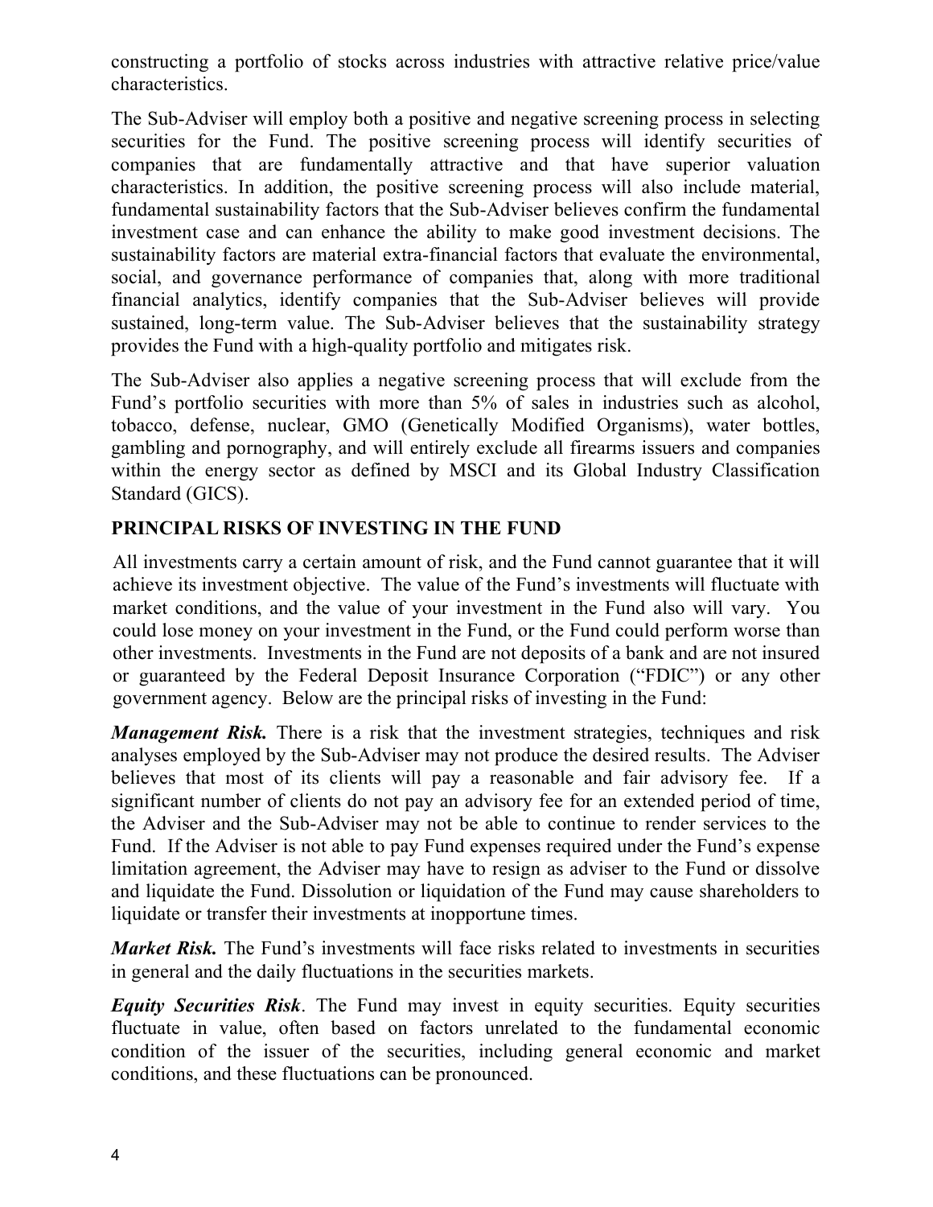constructing a portfolio of stocks across industries with attractive relative price/value characteristics.

The Sub-Adviser will employ both a positive and negative screening process in selecting securities for the Fund. The positive screening process will identify securities of companies that are fundamentally attractive and that have superior valuation characteristics. In addition, the positive screening process will also include material, fundamental sustainability factors that the Sub-Adviser believes confirm the fundamental investment case and can enhance the ability to make good investment decisions. The sustainability factors are material extra-financial factors that evaluate the environmental, social, and governance performance of companies that, along with more traditional financial analytics, identify companies that the Sub-Adviser believes will provide sustained, long-term value. The Sub-Adviser believes that the sustainability strategy provides the Fund with a high-quality portfolio and mitigates risk.

The Sub-Adviser also applies a negative screening process that will exclude from the Fund's portfolio securities with more than 5% of sales in industries such as alcohol, tobacco, defense, nuclear, GMO (Genetically Modified Organisms), water bottles, gambling and pornography, and will entirely exclude all firearms issuers and companies within the energy sector as defined by MSCI and its Global Industry Classification Standard (GICS).

## PRINCIPAL RISKS OF INVESTING IN THE FUND

All investments carry a certain amount of risk, and the Fund cannot guarantee that it will achieve its investment objective. The value of the Fund's investments will fluctuate with market conditions, and the value of your investment in the Fund also will vary. You could lose money on your investment in the Fund, or the Fund could perform worse than other investments. Investments in the Fund are not deposits of a bank and are not insured or guaranteed by the Federal Deposit Insurance Corporation ("FDIC") or any other government agency. Below are the principal risks of investing in the Fund:

***Management Risk.*** There is a risk that the investment strategies, techniques and risk analyses employed by the Sub-Adviser may not produce the desired results. The Adviser believes that most of its clients will pay a reasonable and fair advisory fee. If a significant number of clients do not pay an advisory fee for an extended period of time, the Adviser and the Sub-Adviser may not be able to continue to render services to the Fund. If the Adviser is not able to pay Fund expenses required under the Fund's expense limitation agreement, the Adviser may have to resign as adviser to the Fund or dissolve and liquidate the Fund. Dissolution or liquidation of the Fund may cause shareholders to liquidate or transfer their investments at inopportune times.

***Market Risk.*** The Fund's investments will face risks related to investments in securities in general and the daily fluctuations in the securities markets.

***Equity Securities Risk***. The Fund may invest in equity securities. Equity securities fluctuate in value, often based on factors unrelated to the fundamental economic condition of the issuer of the securities, including general economic and market conditions, and these fluctuations can be pronounced.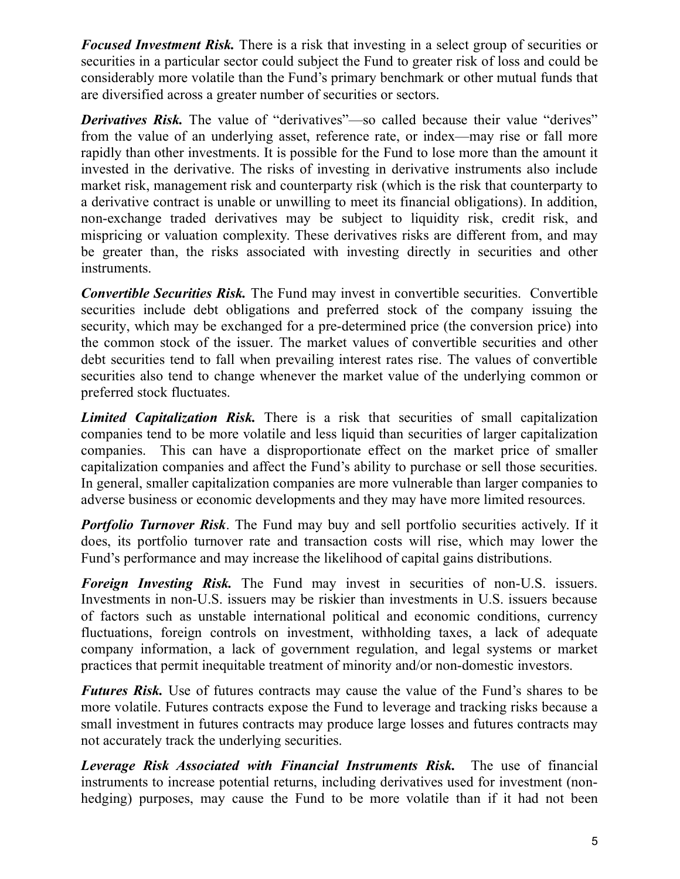***Focused Investment Risk.*** There is a risk that investing in a select group of securities or securities in a particular sector could subject the Fund to greater risk of loss and could be considerably more volatile than the Fund's primary benchmark or other mutual funds that are diversified across a greater number of securities or sectors.

***Derivatives Risk.*** The value of "derivatives"—so called because their value "derives" from the value of an underlying asset, reference rate, or index—may rise or fall more rapidly than other investments. It is possible for the Fund to lose more than the amount it invested in the derivative. The risks of investing in derivative instruments also include market risk, management risk and counterparty risk (which is the risk that counterparty to a derivative contract is unable or unwilling to meet its financial obligations). In addition, non-exchange traded derivatives may be subject to liquidity risk, credit risk, and mispricing or valuation complexity. These derivatives risks are different from, and may be greater than, the risks associated with investing directly in securities and other instruments.

***Convertible Securities Risk.*** The Fund may invest in convertible securities. Convertible securities include debt obligations and preferred stock of the company issuing the security, which may be exchanged for a pre-determined price (the conversion price) into the common stock of the issuer. The market values of convertible securities and other debt securities tend to fall when prevailing interest rates rise. The values of convertible securities also tend to change whenever the market value of the underlying common or preferred stock fluctuates.

***Limited Capitalization Risk.*** There is a risk that securities of small capitalization companies tend to be more volatile and less liquid than securities of larger capitalization companies. This can have a disproportionate effect on the market price of smaller capitalization companies and affect the Fund's ability to purchase or sell those securities. In general, smaller capitalization companies are more vulnerable than larger companies to adverse business or economic developments and they may have more limited resources.

***Portfolio Turnover Risk***. The Fund may buy and sell portfolio securities actively. If it does, its portfolio turnover rate and transaction costs will rise, which may lower the Fund's performance and may increase the likelihood of capital gains distributions.

***Foreign Investing Risk.*** The Fund may invest in securities of non-U.S. issuers. Investments in non-U.S. issuers may be riskier than investments in U.S. issuers because of factors such as unstable international political and economic conditions, currency fluctuations, foreign controls on investment, withholding taxes, a lack of adequate company information, a lack of government regulation, and legal systems or market practices that permit inequitable treatment of minority and/or non-domestic investors.

***Futures Risk.*** Use of futures contracts may cause the value of the Fund's shares to be more volatile. Futures contracts expose the Fund to leverage and tracking risks because a small investment in futures contracts may produce large losses and futures contracts may not accurately track the underlying securities.

***Leverage Risk Associated with Financial Instruments Risk.*** The use of financial instruments to increase potential returns, including derivatives used for investment (non-hedging) purposes, may cause the Fund to be more volatile than if it had not been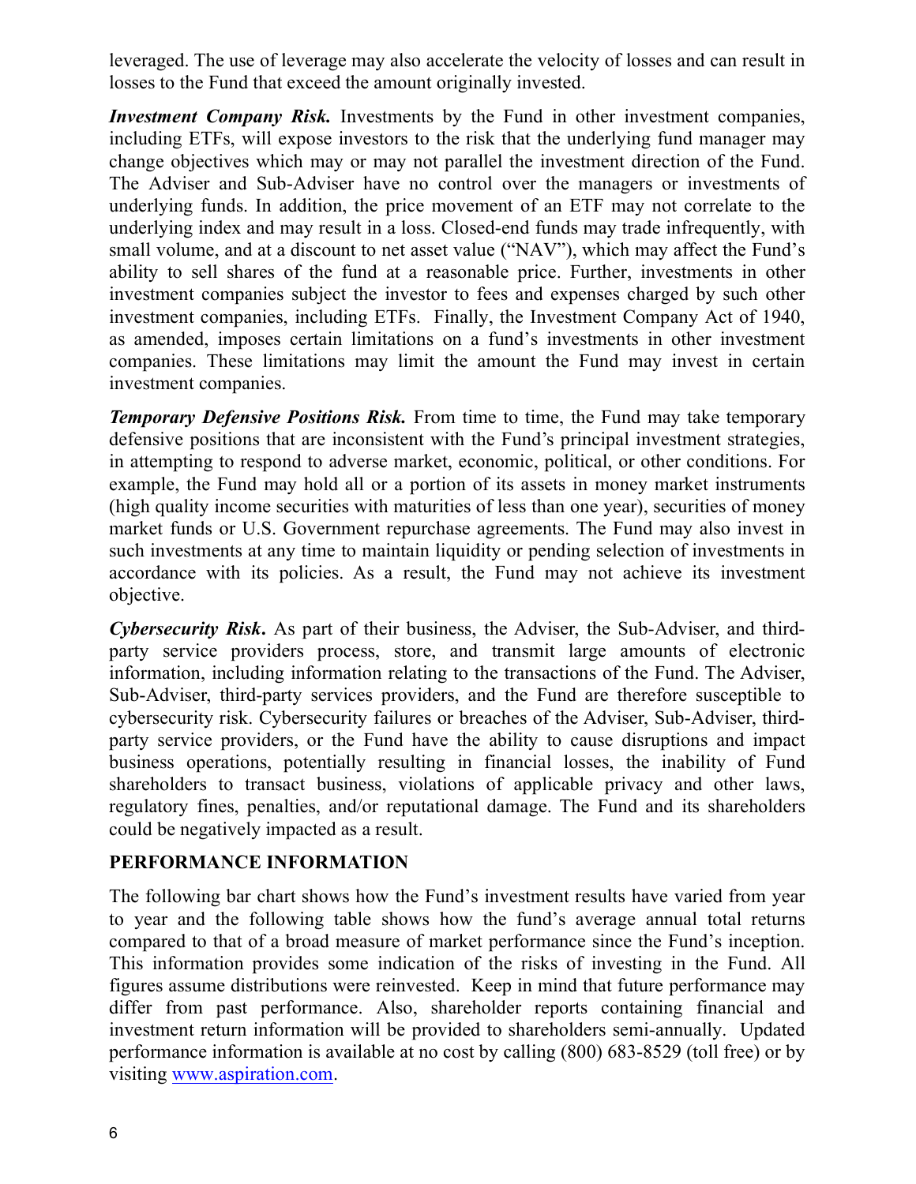leveraged. The use of leverage may also accelerate the velocity of losses and can result in losses to the Fund that exceed the amount originally invested.

***Investment Company Risk.*** Investments by the Fund in other investment companies, including ETFs, will expose investors to the risk that the underlying fund manager may change objectives which may or may not parallel the investment direction of the Fund. The Adviser and Sub-Adviser have no control over the managers or investments of underlying funds. In addition, the price movement of an ETF may not correlate to the underlying index and may result in a loss. Closed-end funds may trade infrequently, with small volume, and at a discount to net asset value ("NAV"), which may affect the Fund's ability to sell shares of the fund at a reasonable price. Further, investments in other investment companies subject the investor to fees and expenses charged by such other investment companies, including ETFs. Finally, the Investment Company Act of 1940, as amended, imposes certain limitations on a fund's investments in other investment companies. These limitations may limit the amount the Fund may invest in certain investment companies.

***Temporary Defensive Positions Risk.*** From time to time, the Fund may take temporary defensive positions that are inconsistent with the Fund's principal investment strategies, in attempting to respond to adverse market, economic, political, or other conditions. For example, the Fund may hold all or a portion of its assets in money market instruments (high quality income securities with maturities of less than one year), securities of money market funds or U.S. Government repurchase agreements. The Fund may also invest in such investments at any time to maintain liquidity or pending selection of investments in accordance with its policies. As a result, the Fund may not achieve its investment objective.

***Cybersecurity Risk.*** As part of their business, the Adviser, the Sub-Adviser, and third-party service providers process, store, and transmit large amounts of electronic information, including information relating to the transactions of the Fund. The Adviser, Sub-Adviser, third-party services providers, and the Fund are therefore susceptible to cybersecurity risk. Cybersecurity failures or breaches of the Adviser, Sub-Adviser, third-party service providers, or the Fund have the ability to cause disruptions and impact business operations, potentially resulting in financial losses, the inability of Fund shareholders to transact business, violations of applicable privacy and other laws, regulatory fines, penalties, and/or reputational damage. The Fund and its shareholders could be negatively impacted as a result.

## PERFORMANCE INFORMATION

The following bar chart shows how the Fund's investment results have varied from year to year and the following table shows how the fund's average annual total returns compared to that of a broad measure of market performance since the Fund's inception. This information provides some indication of the risks of investing in the Fund. All figures assume distributions were reinvested. Keep in mind that future performance may differ from past performance. Also, shareholder reports containing financial and investment return information will be provided to shareholders semi-annually. Updated performance information is available at no cost by calling (800) 683-8529 (toll free) or by visiting www.aspiration.com.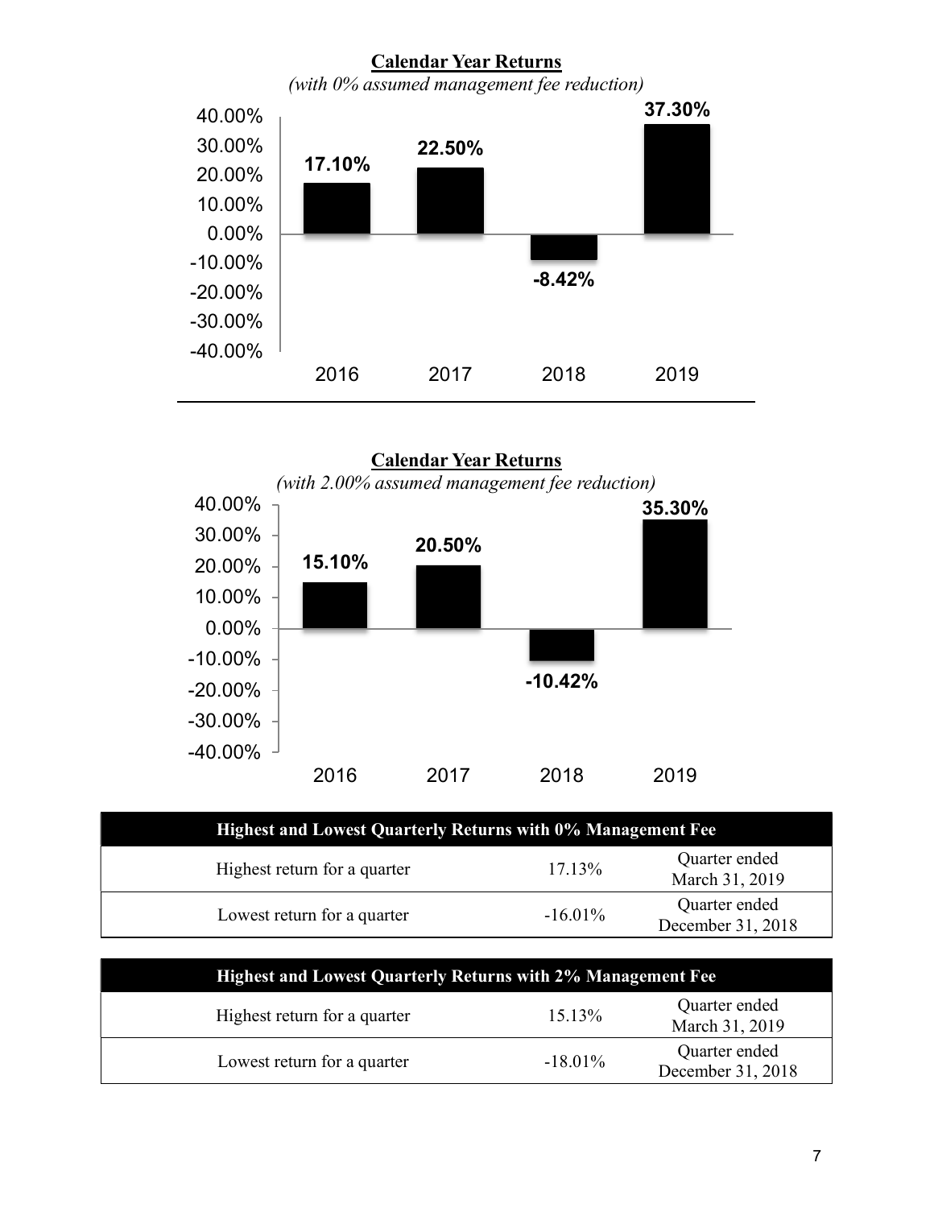**Calendar Year Returns**

*(with 0% assumed management fee reduction)*

| Year | Return |
|---|---|
| 2016 | 17.10% |
| 2017 | 22.50% |
| 2018 | -8.42% |
| 2019 | 37.30% |

**Calendar Year Returns**

*(with 2.00% assumed management fee reduction)*

| Year | Return |
|---|---|
| 2016 | 15.10% |
| 2017 | 20.50% |
| 2018 | -10.42% |
| 2019 | 35.30% |

| Highest and Lowest Quarterly Returns with 0% Management Fee | | |
|---|---|---|
| Highest return for a quarter | 17.13% | Quarter ended March 31, 2019 |
| Lowest return for a quarter | -16.01% | Quarter ended December 31, 2018 |

| Highest and Lowest Quarterly Returns with 2% Management Fee | | |
|---|---|---|
| Highest return for a quarter | 15.13% | Quarter ended March 31, 2019 |
| Lowest return for a quarter | -18.01% | Quarter ended December 31, 2018 |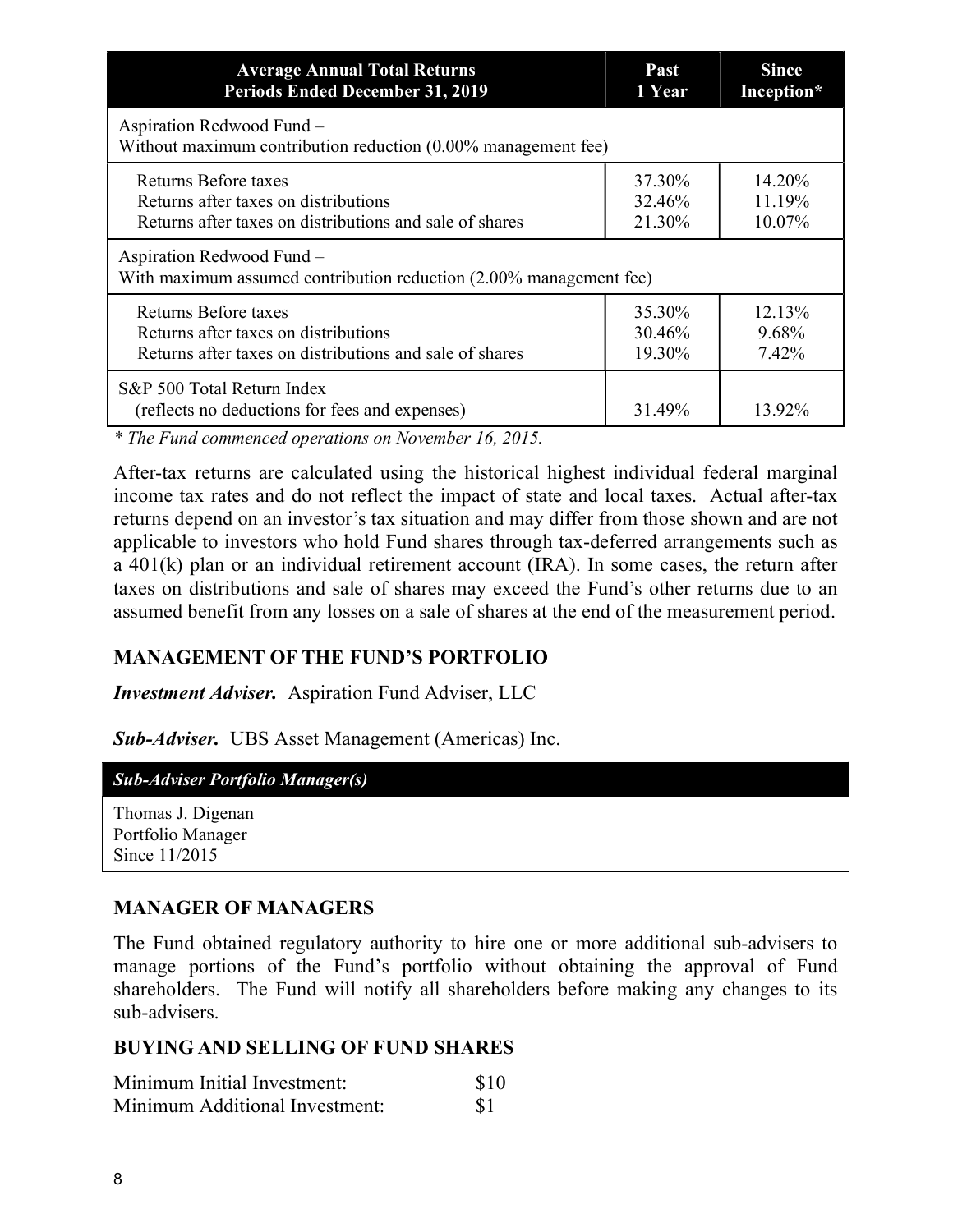| Average Annual Total Returns Periods Ended December 31, 2019 | Past 1 Year | Since Inception* |
|---|---|---|
| Aspiration Redwood Fund – Without maximum contribution reduction (0.00% management fee) | | |
| Returns Before taxes | 37.30% | 14.20% |
| Returns after taxes on distributions | 32.46% | 11.19% |
| Returns after taxes on distributions and sale of shares | 21.30% | 10.07% |
| Aspiration Redwood Fund – With maximum assumed contribution reduction (2.00% management fee) | | |
| Returns Before taxes | 35.30% | 12.13% |
| Returns after taxes on distributions | 30.46% | 9.68% |
| Returns after taxes on distributions and sale of shares | 19.30% | 7.42% |
| S&P 500 Total Return Index (reflects no deductions for fees and expenses) | 31.49% | 13.92% |

*\* The Fund commenced operations on November 16, 2015.*

After-tax returns are calculated using the historical highest individual federal marginal income tax rates and do not reflect the impact of state and local taxes. Actual after-tax returns depend on an investor's tax situation and may differ from those shown and are not applicable to investors who hold Fund shares through tax-deferred arrangements such as a 401(k) plan or an individual retirement account (IRA). In some cases, the return after taxes on distributions and sale of shares may exceed the Fund's other returns due to an assumed benefit from any losses on a sale of shares at the end of the measurement period.

## MANAGEMENT OF THE FUND'S PORTFOLIO

***Investment Adviser.*** Aspiration Fund Adviser, LLC

***Sub-Adviser.*** UBS Asset Management (Americas) Inc.

| *Sub-Adviser Portfolio Manager(s)* |
|---|
| Thomas J. Digenan<br>Portfolio Manager<br>Since 11/2015 |

## MANAGER OF MANAGERS

The Fund obtained regulatory authority to hire one or more additional sub-advisers to manage portions of the Fund's portfolio without obtaining the approval of Fund shareholders. The Fund will notify all shareholders before making any changes to its sub-advisers.

## BUYING AND SELLING OF FUND SHARES

| Minimum Initial Investment: | $10 |
|---|---|
| Minimum Additional Investment: | $1 |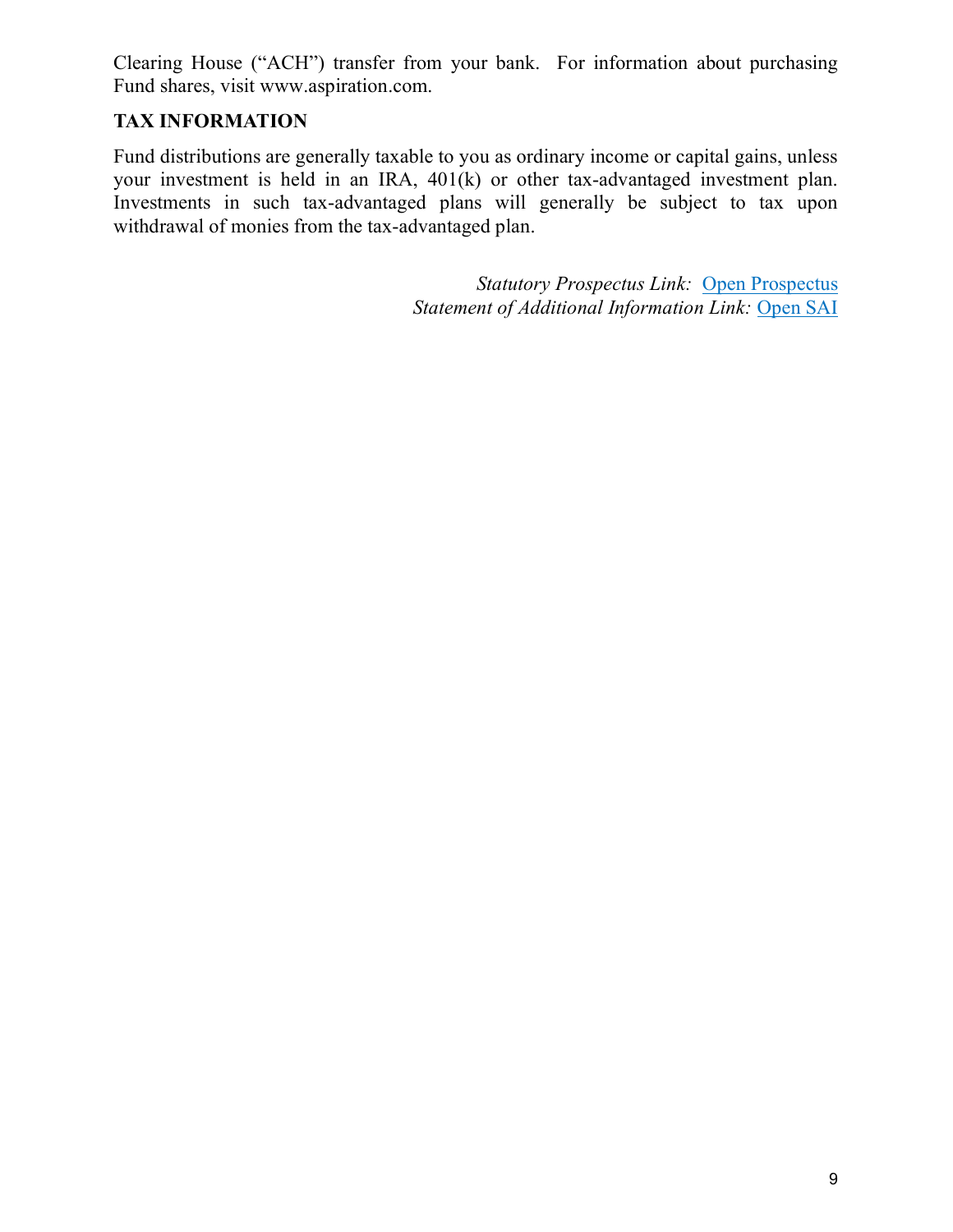Clearing House ("ACH") transfer from your bank. For information about purchasing Fund shares, visit www.aspiration.com.

## TAX INFORMATION

Fund distributions are generally taxable to you as ordinary income or capital gains, unless your investment is held in an IRA, 401(k) or other tax-advantaged investment plan. Investments in such tax-advantaged plans will generally be subject to tax upon withdrawal of monies from the tax-advantaged plan.

*Statutory Prospectus Link:* Open Prospectus
*Statement of Additional Information Link:* Open SAI